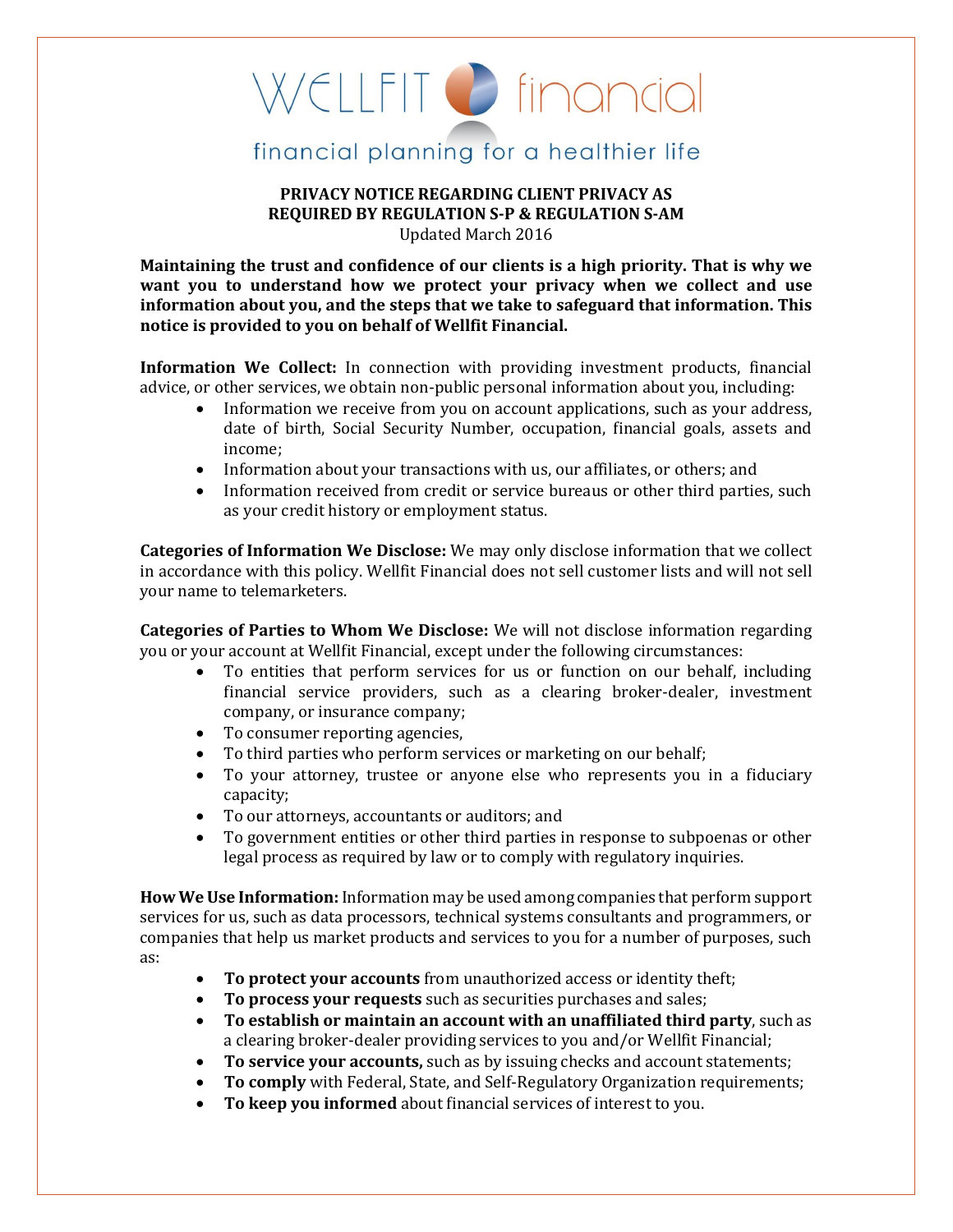WELLFIT financial

financial planning for a healthier life

**PRIVACY NOTICE REGARDING CLIENT PRIVACY AS REQUIRED BY REGULATION S-P & REGULATION S-AM**

Updated March 2016

**Maintaining the trust and confidence of our clients is a high priority. That is why we want you to understand how we protect your privacy when we collect and use information about you, and the steps that we take to safeguard that information. This notice is provided to you on behalf of Wellfit Financial.**

**Information We Collect:** In connection with providing investment products, financial advice, or other services, we obtain non-public personal information about you, including:

- Information we receive from you on account applications, such as your address, date of birth, Social Security Number, occupation, financial goals, assets and income;
- Information about your transactions with us, our affiliates, or others; and
- Information received from credit or service bureaus or other third parties, such as your credit history or employment status.

**Categories of Information We Disclose:** We may only disclose information that we collect in accordance with this policy. Wellfit Financial does not sell customer lists and will not sell your name to telemarketers.

**Categories of Parties to Whom We Disclose:** We will not disclose information regarding you or your account at Wellfit Financial, except under the following circumstances:

- To entities that perform services for us or function on our behalf, including financial service providers, such as a clearing broker-dealer, investment company, or insurance company;
- To consumer reporting agencies,
- To third parties who perform services or marketing on our behalf;
- To your attorney, trustee or anyone else who represents you in a fiduciary capacity;
- To our attorneys, accountants or auditors; and
- To government entities or other third parties in response to subpoenas or other legal process as required by law or to comply with regulatory inquiries.

**How We Use Information:** Information may be used among companies that perform support services for us, such as data processors, technical systems consultants and programmers, or companies that help us market products and services to you for a number of purposes, such as:

- **To protect your accounts** from unauthorized access or identity theft;
- **To process your requests** such as securities purchases and sales;
- **To establish or maintain an account with an unaffiliated third party**, such as a clearing broker-dealer providing services to you and/or Wellfit Financial;
- **To service your accounts,** such as by issuing checks and account statements;
- **To comply** with Federal, State, and Self-Regulatory Organization requirements;
- **To keep you informed** about financial services of interest to you.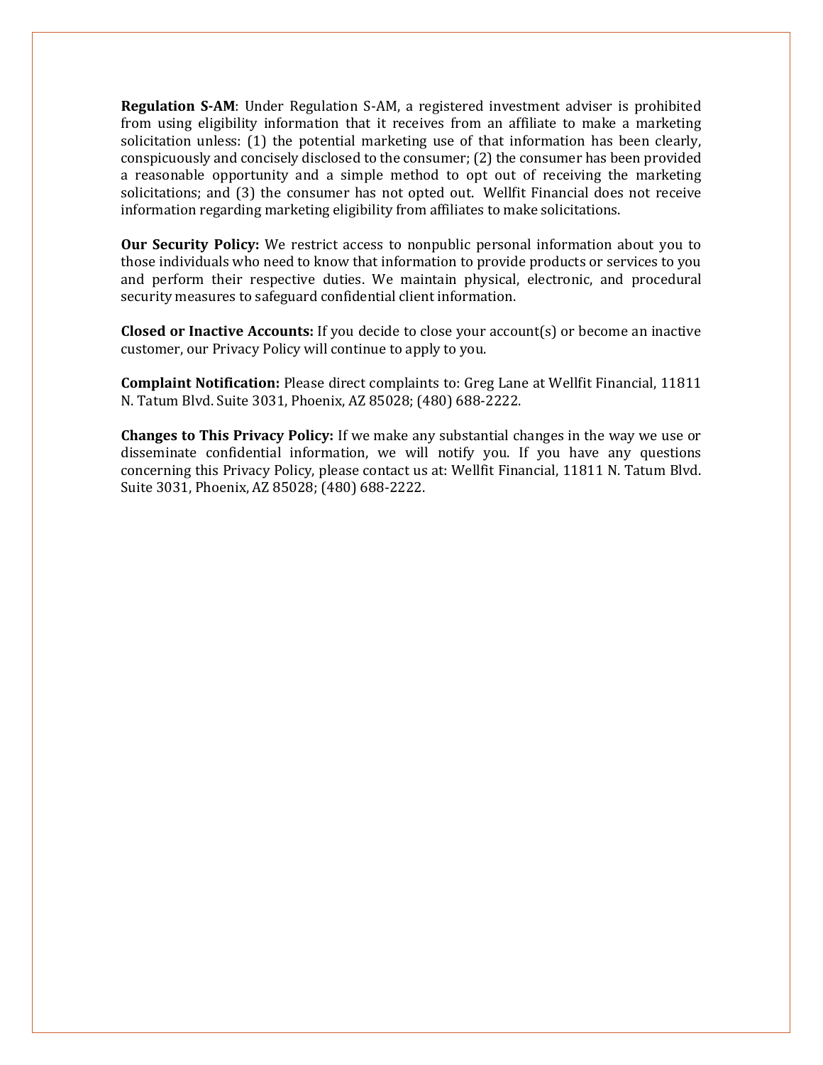**Regulation S-AM**: Under Regulation S-AM, a registered investment adviser is prohibited from using eligibility information that it receives from an affiliate to make a marketing solicitation unless: (1) the potential marketing use of that information has been clearly, conspicuously and concisely disclosed to the consumer; (2) the consumer has been provided a reasonable opportunity and a simple method to opt out of receiving the marketing solicitations; and (3) the consumer has not opted out. Wellfit Financial does not receive information regarding marketing eligibility from affiliates to make solicitations.

**Our Security Policy:** We restrict access to nonpublic personal information about you to those individuals who need to know that information to provide products or services to you and perform their respective duties. We maintain physical, electronic, and procedural security measures to safeguard confidential client information.

**Closed or Inactive Accounts:** If you decide to close your account(s) or become an inactive customer, our Privacy Policy will continue to apply to you.

**Complaint Notification:** Please direct complaints to: Greg Lane at Wellfit Financial, 11811 N. Tatum Blvd. Suite 3031, Phoenix, AZ 85028; (480) 688-2222.

**Changes to This Privacy Policy:** If we make any substantial changes in the way we use or disseminate confidential information, we will notify you. If you have any questions concerning this Privacy Policy, please contact us at: Wellfit Financial, 11811 N. Tatum Blvd. Suite 3031, Phoenix, AZ 85028; (480) 688-2222.